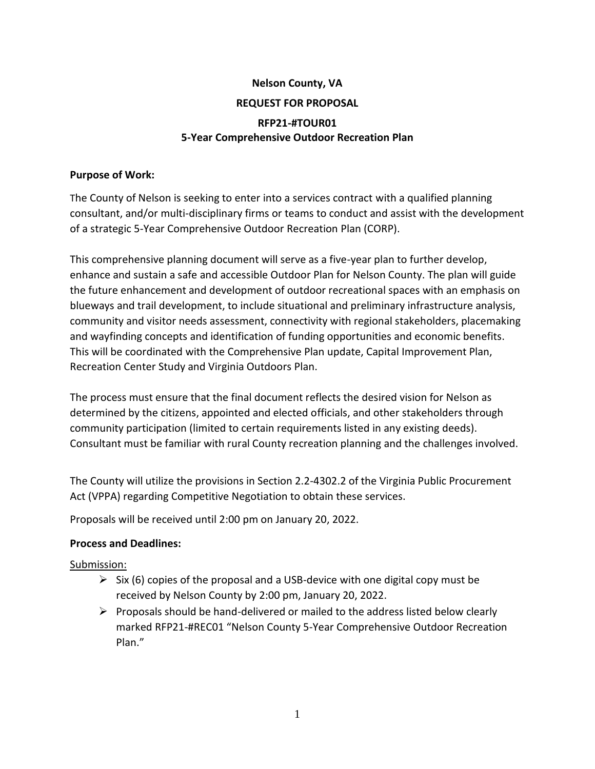**Nelson County, VA**

**REQUEST FOR PROPOSAL**

**RFP21-#TOUR01**
**5-Year Comprehensive Outdoor Recreation Plan**

**Purpose of Work:**

The County of Nelson is seeking to enter into a services contract with a qualified planning consultant, and/or multi-disciplinary firms or teams to conduct and assist with the development of a strategic 5-Year Comprehensive Outdoor Recreation Plan (CORP).

This comprehensive planning document will serve as a five-year plan to further develop, enhance and sustain a safe and accessible Outdoor Plan for Nelson County. The plan will guide the future enhancement and development of outdoor recreational spaces with an emphasis on blueways and trail development, to include situational and preliminary infrastructure analysis, community and visitor needs assessment, connectivity with regional stakeholders, placemaking and wayfinding concepts and identification of funding opportunities and economic benefits. This will be coordinated with the Comprehensive Plan update, Capital Improvement Plan, Recreation Center Study and Virginia Outdoors Plan.

The process must ensure that the final document reflects the desired vision for Nelson as determined by the citizens, appointed and elected officials, and other stakeholders through community participation (limited to certain requirements listed in any existing deeds). Consultant must be familiar with rural County recreation planning and the challenges involved.

The County will utilize the provisions in Section 2.2-4302.2 of the Virginia Public Procurement Act (VPPA) regarding Competitive Negotiation to obtain these services.

Proposals will be received until 2:00 pm on January 20, 2022.

**Process and Deadlines:**

Submission:

- Six (6) copies of the proposal and a USB-device with one digital copy must be received by Nelson County by 2:00 pm, January 20, 2022.
- Proposals should be hand-delivered or mailed to the address listed below clearly marked RFP21-#REC01 "Nelson County 5-Year Comprehensive Outdoor Recreation Plan."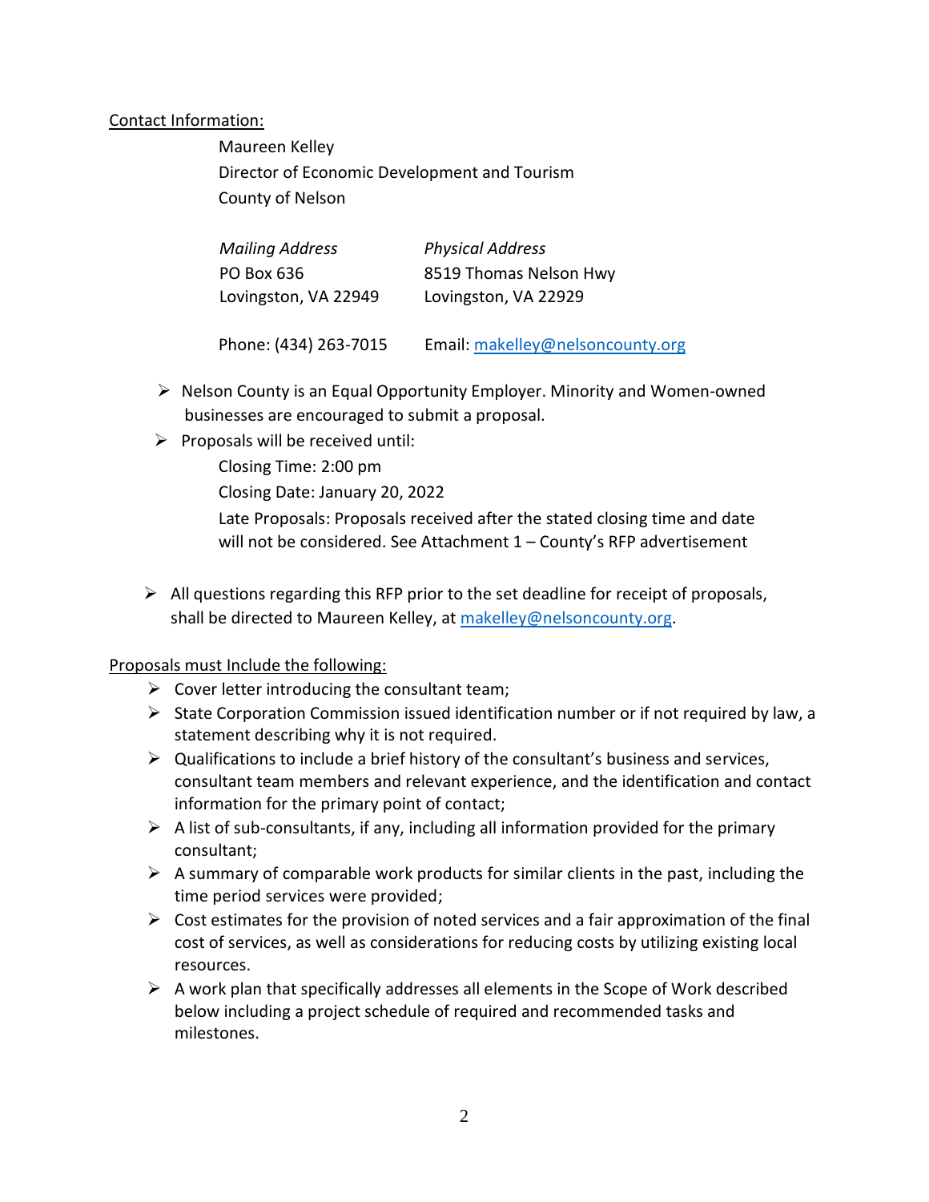Contact Information:

Maureen Kelley
Director of Economic Development and Tourism
County of Nelson

| *Mailing Address* | *Physical Address* |
| --- | --- |
| PO Box 636 | 8519 Thomas Nelson Hwy |
| Lovingston, VA 22949 | Lovingston, VA 22929 |
| Phone: (434) 263-7015 | Email: makelley@nelsoncounty.org |

- Nelson County is an Equal Opportunity Employer. Minority and Women-owned businesses are encouraged to submit a proposal.
- Proposals will be received until:

  Closing Time: 2:00 pm

  Closing Date: January 20, 2022

  Late Proposals: Proposals received after the stated closing time and date will not be considered. See Attachment 1 – County's RFP advertisement

- All questions regarding this RFP prior to the set deadline for receipt of proposals, shall be directed to Maureen Kelley, at makelley@nelsoncounty.org.

Proposals must Include the following:

- Cover letter introducing the consultant team;
- State Corporation Commission issued identification number or if not required by law, a statement describing why it is not required.
- Qualifications to include a brief history of the consultant's business and services, consultant team members and relevant experience, and the identification and contact information for the primary point of contact;
- A list of sub-consultants, if any, including all information provided for the primary consultant;
- A summary of comparable work products for similar clients in the past, including the time period services were provided;
- Cost estimates for the provision of noted services and a fair approximation of the final cost of services, as well as considerations for reducing costs by utilizing existing local resources.
- A work plan that specifically addresses all elements in the Scope of Work described below including a project schedule of required and recommended tasks and milestones.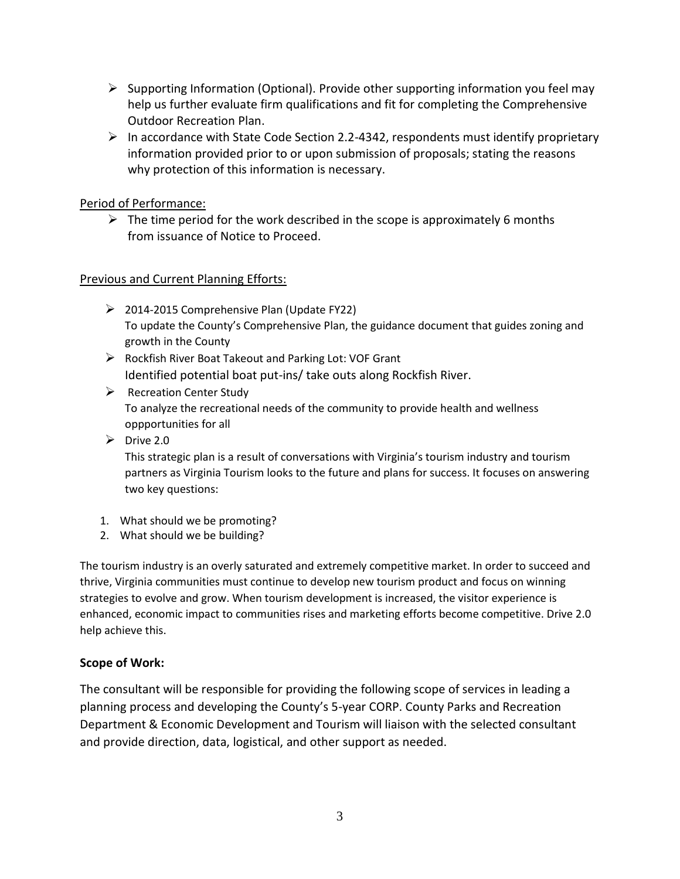- Supporting Information (Optional). Provide other supporting information you feel may help us further evaluate firm qualifications and fit for completing the Comprehensive Outdoor Recreation Plan.
- In accordance with State Code Section 2.2-4342, respondents must identify proprietary information provided prior to or upon submission of proposals; stating the reasons why protection of this information is necessary.

Period of Performance:

- The time period for the work described in the scope is approximately 6 months from issuance of Notice to Proceed.

Previous and Current Planning Efforts:

- 2014-2015 Comprehensive Plan (Update FY22)
  To update the County's Comprehensive Plan, the guidance document that guides zoning and growth in the County
- Rockfish River Boat Takeout and Parking Lot: VOF Grant
  Identified potential boat put-ins/ take outs along Rockfish River.
- Recreation Center Study
  To analyze the recreational needs of the community to provide health and wellness oppportunities for all
- Drive 2.0
  This strategic plan is a result of conversations with Virginia's tourism industry and tourism partners as Virginia Tourism looks to the future and plans for success. It focuses on answering two key questions:

1. What should we be promoting?
2. What should we be building?

The tourism industry is an overly saturated and extremely competitive market. In order to succeed and thrive, Virginia communities must continue to develop new tourism product and focus on winning strategies to evolve and grow. When tourism development is increased, the visitor experience is enhanced, economic impact to communities rises and marketing efforts become competitive. Drive 2.0 help achieve this.

**Scope of Work:**

The consultant will be responsible for providing the following scope of services in leading a planning process and developing the County's 5-year CORP. County Parks and Recreation Department & Economic Development and Tourism will liaison with the selected consultant and provide direction, data, logistical, and other support as needed.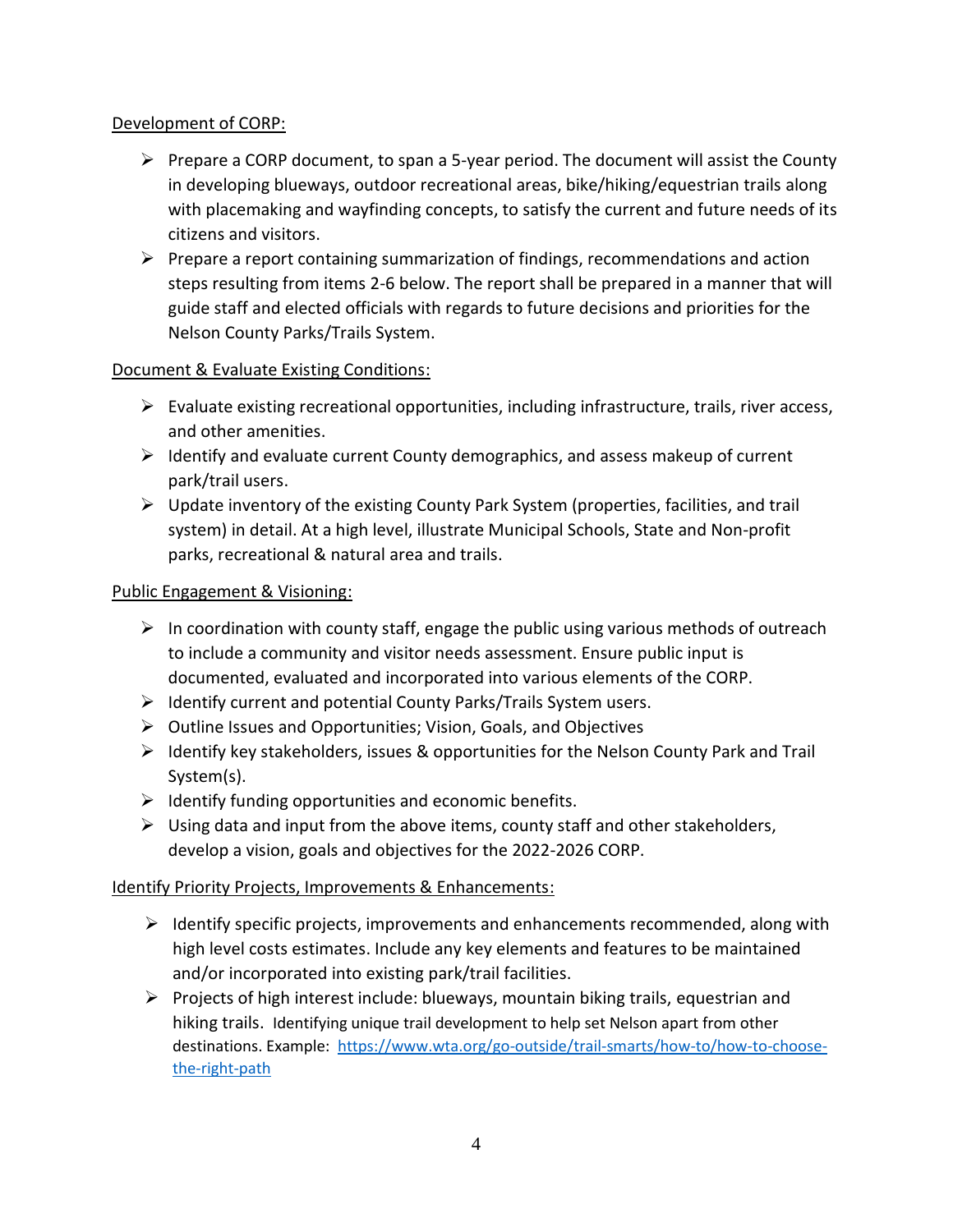Development of CORP:

- Prepare a CORP document, to span a 5-year period. The document will assist the County in developing blueways, outdoor recreational areas, bike/hiking/equestrian trails along with placemaking and wayfinding concepts, to satisfy the current and future needs of its citizens and visitors.
- Prepare a report containing summarization of findings, recommendations and action steps resulting from items 2-6 below. The report shall be prepared in a manner that will guide staff and elected officials with regards to future decisions and priorities for the Nelson County Parks/Trails System.

Document & Evaluate Existing Conditions:

- Evaluate existing recreational opportunities, including infrastructure, trails, river access, and other amenities.
- Identify and evaluate current County demographics, and assess makeup of current park/trail users.
- Update inventory of the existing County Park System (properties, facilities, and trail system) in detail. At a high level, illustrate Municipal Schools, State and Non-profit parks, recreational & natural area and trails.

Public Engagement & Visioning:

- In coordination with county staff, engage the public using various methods of outreach to include a community and visitor needs assessment. Ensure public input is documented, evaluated and incorporated into various elements of the CORP.
- Identify current and potential County Parks/Trails System users.
- Outline Issues and Opportunities; Vision, Goals, and Objectives
- Identify key stakeholders, issues & opportunities for the Nelson County Park and Trail System(s).
- Identify funding opportunities and economic benefits.
- Using data and input from the above items, county staff and other stakeholders, develop a vision, goals and objectives for the 2022-2026 CORP.

Identify Priority Projects, Improvements & Enhancements:

- Identify specific projects, improvements and enhancements recommended, along with high level costs estimates. Include any key elements and features to be maintained and/or incorporated into existing park/trail facilities.
- Projects of high interest include: blueways, mountain biking trails, equestrian and hiking trails. Identifying unique trail development to help set Nelson apart from other destinations. Example: [https://www.wta.org/go-outside/trail-smarts/how-to/how-to-choose-the-right-path](https://www.wta.org/go-outside/trail-smarts/how-to/how-to-choose-the-right-path)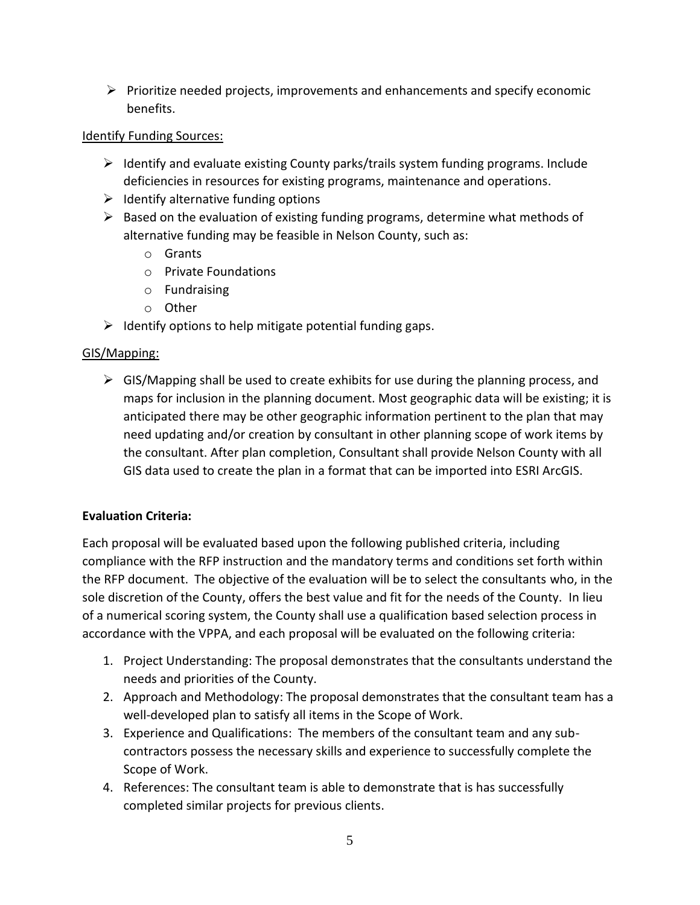- Prioritize needed projects, improvements and enhancements and specify economic benefits.

Identify Funding Sources:

- Identify and evaluate existing County parks/trails system funding programs. Include deficiencies in resources for existing programs, maintenance and operations.
- Identify alternative funding options
- Based on the evaluation of existing funding programs, determine what methods of alternative funding may be feasible in Nelson County, such as:
  - Grants
  - Private Foundations
  - Fundraising
  - Other
- Identify options to help mitigate potential funding gaps.

GIS/Mapping:

- GIS/Mapping shall be used to create exhibits for use during the planning process, and maps for inclusion in the planning document. Most geographic data will be existing; it is anticipated there may be other geographic information pertinent to the plan that may need updating and/or creation by consultant in other planning scope of work items by the consultant. After plan completion, Consultant shall provide Nelson County with all GIS data used to create the plan in a format that can be imported into ESRI ArcGIS.

**Evaluation Criteria:**

Each proposal will be evaluated based upon the following published criteria, including compliance with the RFP instruction and the mandatory terms and conditions set forth within the RFP document. The objective of the evaluation will be to select the consultants who, in the sole discretion of the County, offers the best value and fit for the needs of the County. In lieu of a numerical scoring system, the County shall use a qualification based selection process in accordance with the VPPA, and each proposal will be evaluated on the following criteria:

1. Project Understanding: The proposal demonstrates that the consultants understand the needs and priorities of the County.
2. Approach and Methodology: The proposal demonstrates that the consultant team has a well-developed plan to satisfy all items in the Scope of Work.
3. Experience and Qualifications: The members of the consultant team and any sub-contractors possess the necessary skills and experience to successfully complete the Scope of Work.
4. References: The consultant team is able to demonstrate that is has successfully completed similar projects for previous clients.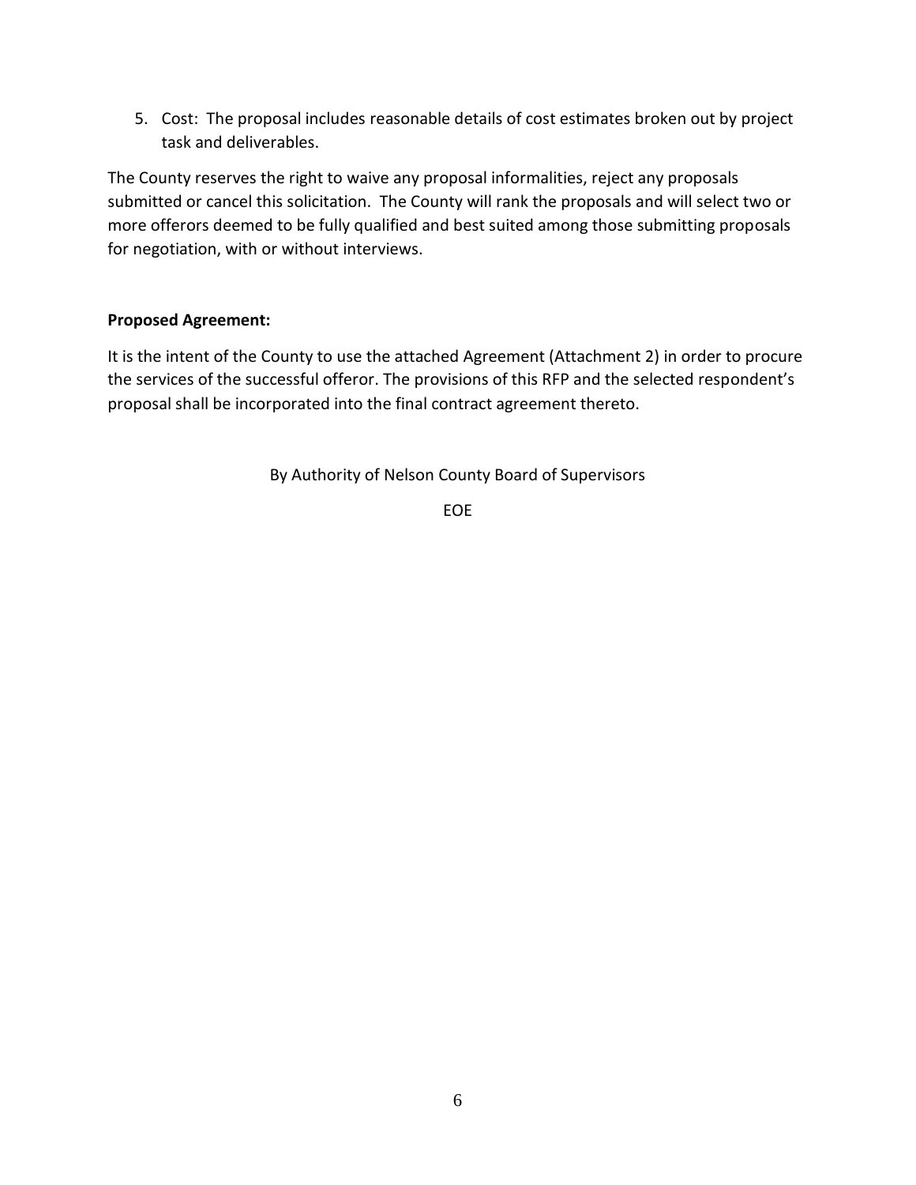5. Cost: The proposal includes reasonable details of cost estimates broken out by project task and deliverables.

The County reserves the right to waive any proposal informalities, reject any proposals submitted or cancel this solicitation. The County will rank the proposals and will select two or more offerors deemed to be fully qualified and best suited among those submitting proposals for negotiation, with or without interviews.

**Proposed Agreement:**

It is the intent of the County to use the attached Agreement (Attachment 2) in order to procure the services of the successful offeror. The provisions of this RFP and the selected respondent's proposal shall be incorporated into the final contract agreement thereto.

By Authority of Nelson County Board of Supervisors

EOE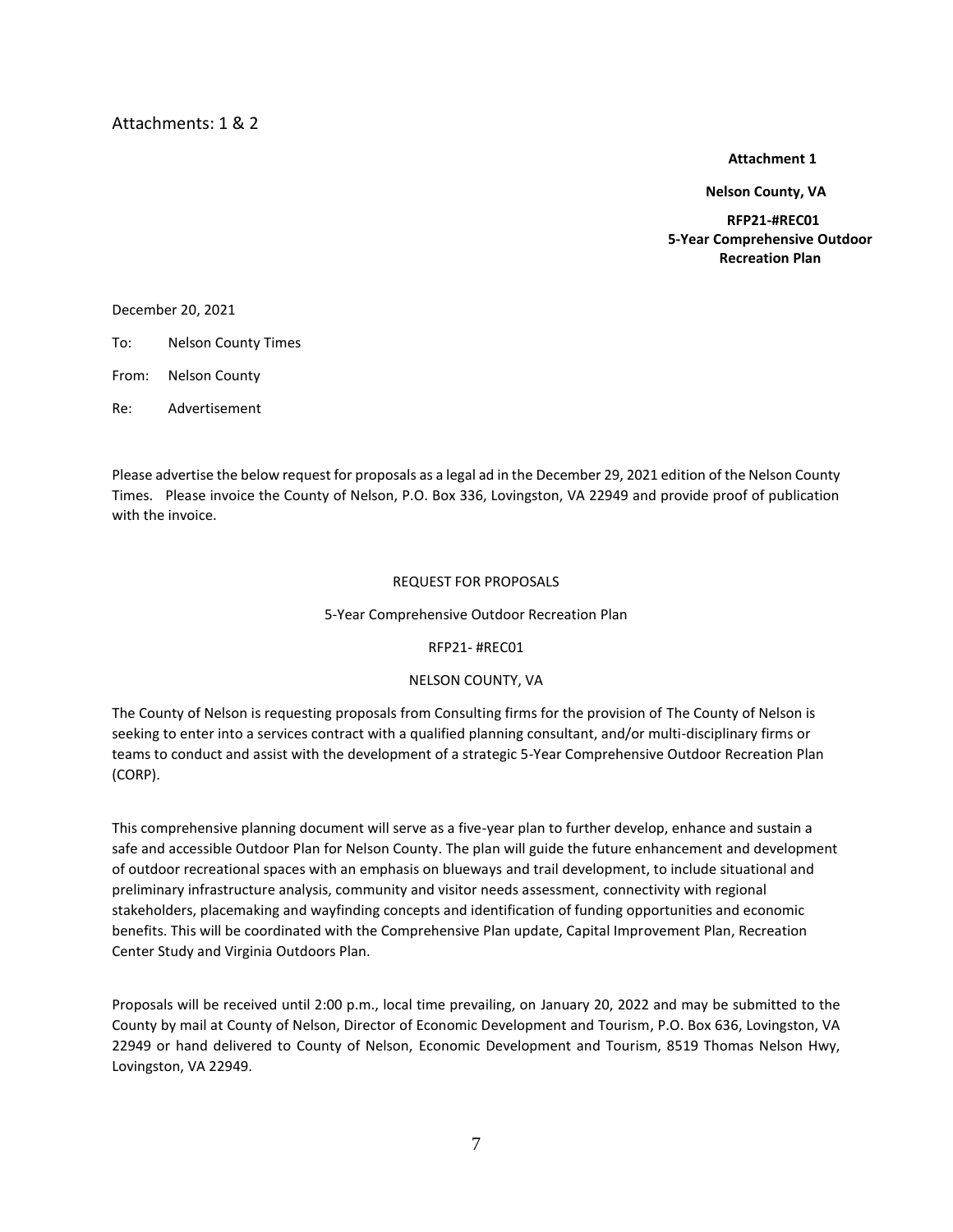Attachments: 1 & 2

**Attachment 1**

**Nelson County, VA**

**RFP21-#REC01**
**5-Year Comprehensive Outdoor Recreation Plan**

December 20, 2021

To: Nelson County Times

From: Nelson County

Re: Advertisement

Please advertise the below request for proposals as a legal ad in the December 29, 2021 edition of the Nelson County Times. Please invoice the County of Nelson, P.O. Box 336, Lovingston, VA 22949 and provide proof of publication with the invoice.

REQUEST FOR PROPOSALS

5-Year Comprehensive Outdoor Recreation Plan

RFP21- #REC01

NELSON COUNTY, VA

The County of Nelson is requesting proposals from Consulting firms for the provision of The County of Nelson is seeking to enter into a services contract with a qualified planning consultant, and/or multi-disciplinary firms or teams to conduct and assist with the development of a strategic 5-Year Comprehensive Outdoor Recreation Plan (CORP).

This comprehensive planning document will serve as a five-year plan to further develop, enhance and sustain a safe and accessible Outdoor Plan for Nelson County. The plan will guide the future enhancement and development of outdoor recreational spaces with an emphasis on blueways and trail development, to include situational and preliminary infrastructure analysis, community and visitor needs assessment, connectivity with regional stakeholders, placemaking and wayfinding concepts and identification of funding opportunities and economic benefits. This will be coordinated with the Comprehensive Plan update, Capital Improvement Plan, Recreation Center Study and Virginia Outdoors Plan.

Proposals will be received until 2:00 p.m., local time prevailing, on January 20, 2022 and may be submitted to the County by mail at County of Nelson, Director of Economic Development and Tourism, P.O. Box 636, Lovingston, VA 22949 or hand delivered to County of Nelson, Economic Development and Tourism, 8519 Thomas Nelson Hwy, Lovingston, VA 22949.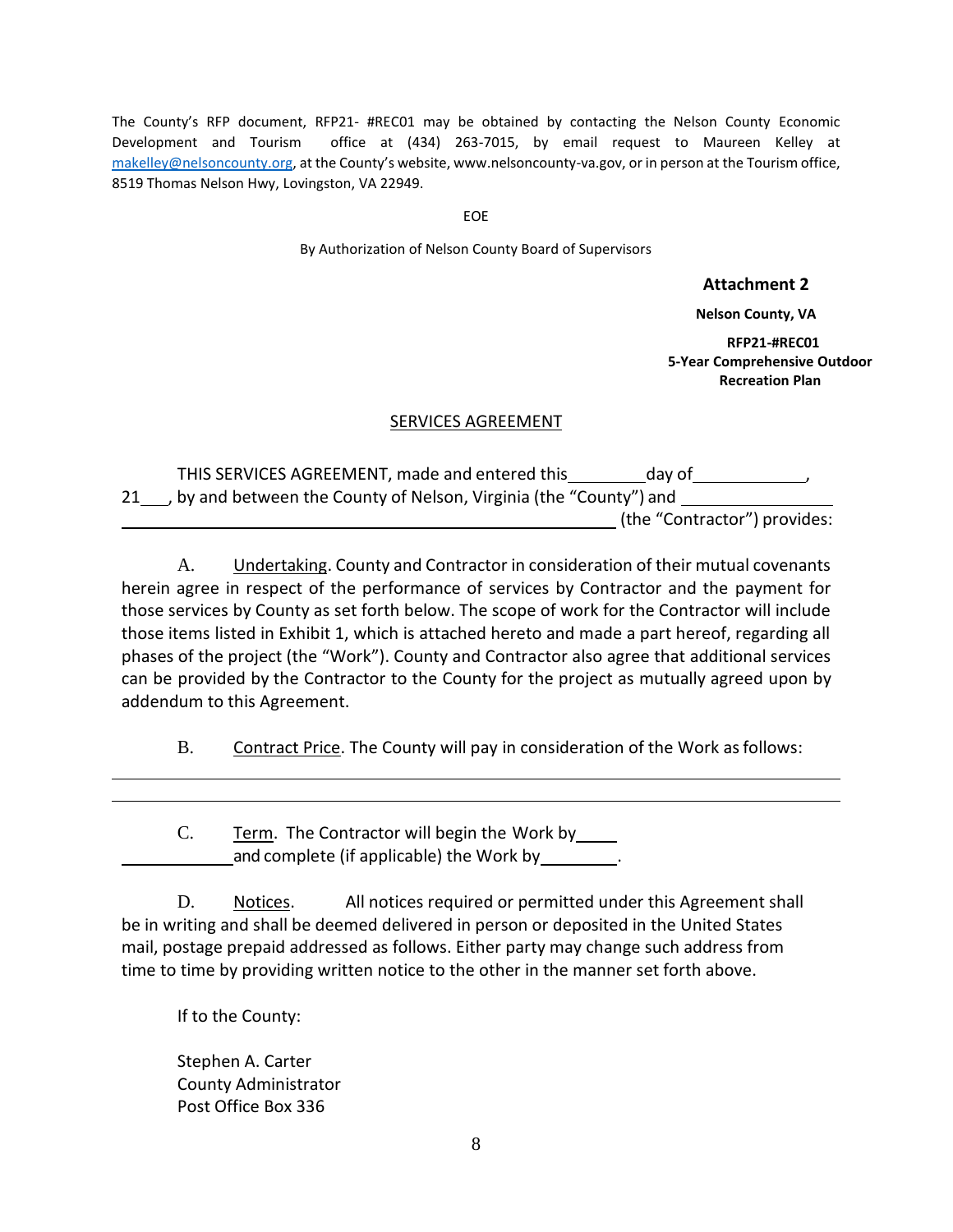The County's RFP document, RFP21- #REC01 may be obtained by contacting the Nelson County Economic Development and Tourism office at (434) 263-7015, by email request to Maureen Kelley at makelley@nelsoncounty.org, at the County's website, www.nelsoncounty-va.gov, or in person at the Tourism office, 8519 Thomas Nelson Hwy, Lovingston, VA 22949.

EOE

By Authorization of Nelson County Board of Supervisors

**Attachment 2**

**Nelson County, VA**

**RFP21-#REC01**
**5-Year Comprehensive Outdoor Recreation Plan**

## SERVICES AGREEMENT

THIS SERVICES AGREEMENT, made and entered this ________ day of ____________, 21___, by and between the County of Nelson, Virginia (the "County") and ________________ ____________________________________________________ (the "Contractor") provides:

A. Undertaking. County and Contractor in consideration of their mutual covenants herein agree in respect of the performance of services by Contractor and the payment for those services by County as set forth below. The scope of work for the Contractor will include those items listed in Exhibit 1, which is attached hereto and made a part hereof, regarding all phases of the project (the "Work"). County and Contractor also agree that additional services can be provided by the Contractor to the County for the project as mutually agreed upon by addendum to this Agreement.

B. Contract Price. The County will pay in consideration of the Work as follows:

______________________________________________________________________________

______________________________________________________________________________

C. Term. The Contractor will begin the Work by ____ ____________ and complete (if applicable) the Work by ________.

D. Notices. All notices required or permitted under this Agreement shall be in writing and shall be deemed delivered in person or deposited in the United States mail, postage prepaid addressed as follows. Either party may change such address from time to time by providing written notice to the other in the manner set forth above.

If to the County:

Stephen A. Carter
County Administrator
Post Office Box 336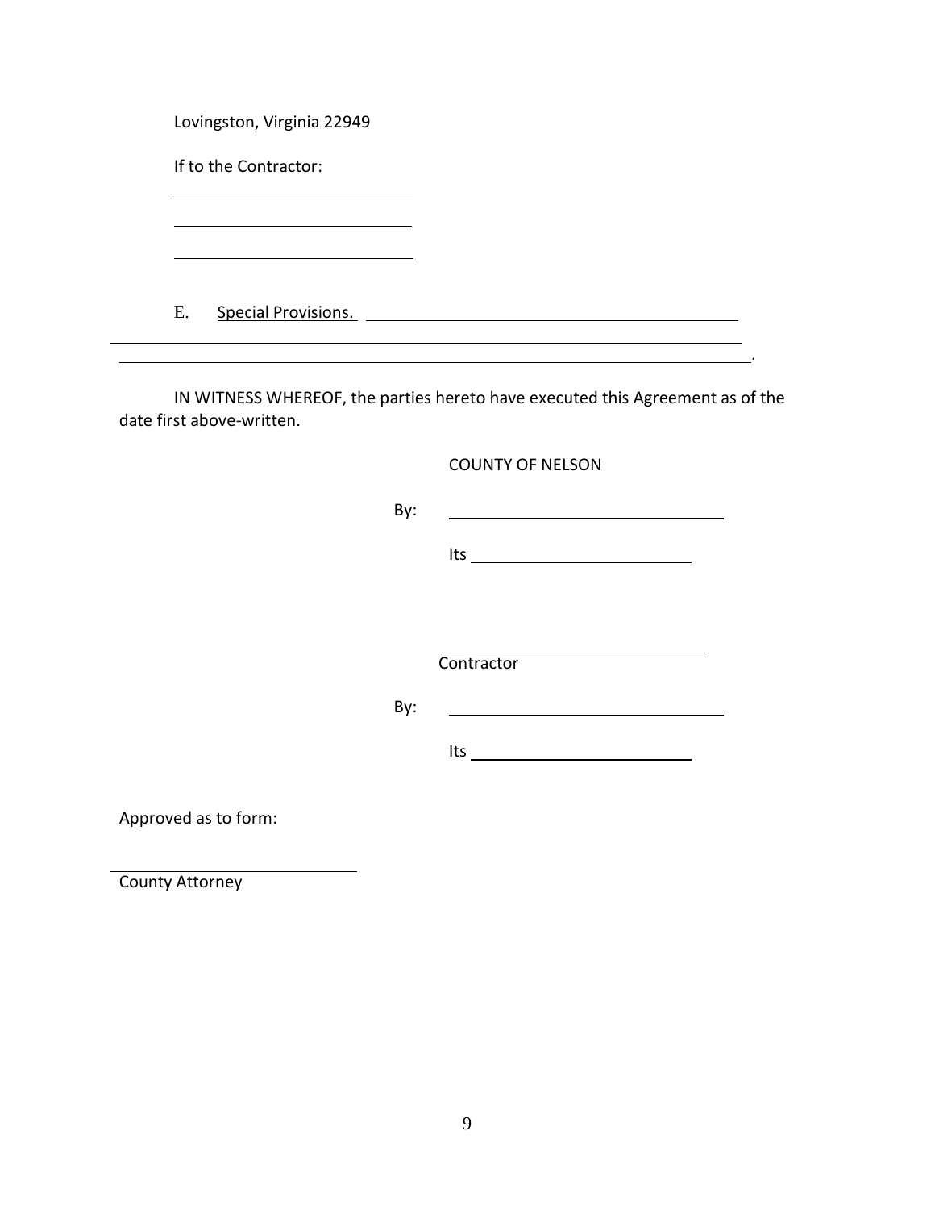Lovingston, Virginia 22949

If to the Contractor:

\_\_\_\_\_\_\_\_\_\_\_\_\_\_\_\_\_\_\_\_\_\_\_\_\_\_\_\_

\_\_\_\_\_\_\_\_\_\_\_\_\_\_\_\_\_\_\_\_\_\_\_\_\_\_\_\_

\_\_\_\_\_\_\_\_\_\_\_\_\_\_\_\_\_\_\_\_\_\_\_\_\_\_\_\_

E. Special Provisions. \_\_\_\_\_\_\_\_\_\_\_\_\_\_\_\_\_\_\_\_\_\_\_\_\_\_\_\_\_\_\_\_\_\_\_\_\_\_\_\_\_\_\_\_
\_\_\_\_\_\_\_\_\_\_\_\_\_\_\_\_\_\_\_\_\_\_\_\_\_\_\_\_\_\_\_\_\_\_\_\_\_\_\_\_\_\_\_\_\_\_\_\_\_\_\_\_\_\_\_\_\_\_\_\_\_\_\_\_\_\_\_\_\_\_\_\_
\_\_\_\_\_\_\_\_\_\_\_\_\_\_\_\_\_\_\_\_\_\_\_\_\_\_\_\_\_\_\_\_\_\_\_\_\_\_\_\_\_\_\_\_\_\_\_\_\_\_\_\_\_\_\_\_\_\_\_\_\_\_\_\_\_\_\_\_\_\_\_\_.

IN WITNESS WHEREOF, the parties hereto have executed this Agreement as of the date first above-written.

COUNTY OF NELSON

By: \_\_\_\_\_\_\_\_\_\_\_\_\_\_\_\_\_\_\_\_\_\_\_\_\_\_\_\_\_\_

Its \_\_\_\_\_\_\_\_\_\_\_\_\_\_\_\_\_\_\_\_\_\_\_\_\_\_

\_\_\_\_\_\_\_\_\_\_\_\_\_\_\_\_\_\_\_\_\_\_\_\_\_\_\_\_\_\_
Contractor

By: \_\_\_\_\_\_\_\_\_\_\_\_\_\_\_\_\_\_\_\_\_\_\_\_\_\_\_\_\_\_

Its \_\_\_\_\_\_\_\_\_\_\_\_\_\_\_\_\_\_\_\_\_\_\_\_\_\_

Approved as to form:

\_\_\_\_\_\_\_\_\_\_\_\_\_\_\_\_\_\_\_\_\_\_\_\_\_\_\_\_
County Attorney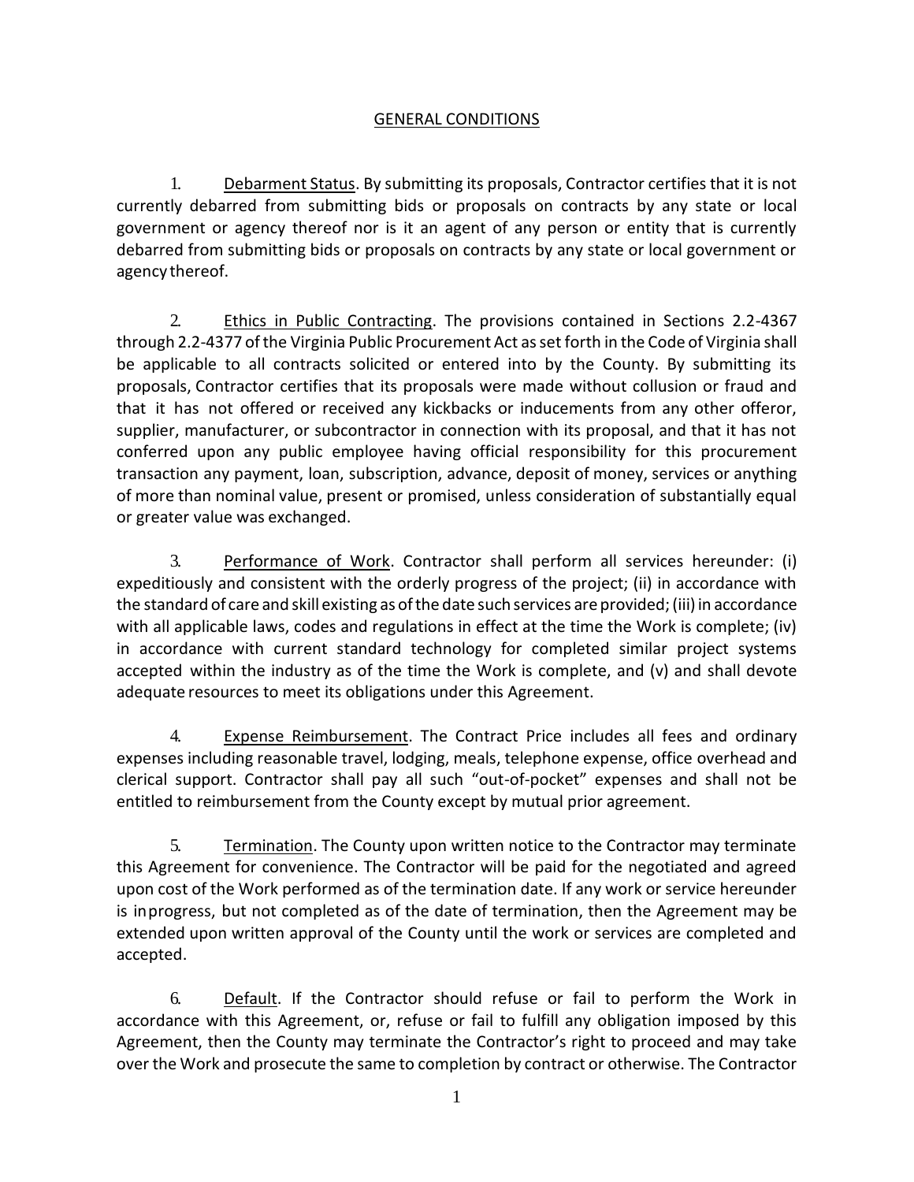## GENERAL CONDITIONS

1. Debarment Status. By submitting its proposals, Contractor certifies that it is not currently debarred from submitting bids or proposals on contracts by any state or local government or agency thereof nor is it an agent of any person or entity that is currently debarred from submitting bids or proposals on contracts by any state or local government or agency thereof.

2. Ethics in Public Contracting. The provisions contained in Sections 2.2-4367 through 2.2-4377 of the Virginia Public Procurement Act as set forth in the Code of Virginia shall be applicable to all contracts solicited or entered into by the County. By submitting its proposals, Contractor certifies that its proposals were made without collusion or fraud and that it has not offered or received any kickbacks or inducements from any other offeror, supplier, manufacturer, or subcontractor in connection with its proposal, and that it has not conferred upon any public employee having official responsibility for this procurement transaction any payment, loan, subscription, advance, deposit of money, services or anything of more than nominal value, present or promised, unless consideration of substantially equal or greater value was exchanged.

3. Performance of Work. Contractor shall perform all services hereunder: (i) expeditiously and consistent with the orderly progress of the project; (ii) in accordance with the standard of care and skill existing as of the date such services are provided; (iii) in accordance with all applicable laws, codes and regulations in effect at the time the Work is complete; (iv) in accordance with current standard technology for completed similar project systems accepted within the industry as of the time the Work is complete, and (v) and shall devote adequate resources to meet its obligations under this Agreement.

4. Expense Reimbursement. The Contract Price includes all fees and ordinary expenses including reasonable travel, lodging, meals, telephone expense, office overhead and clerical support. Contractor shall pay all such "out-of-pocket" expenses and shall not be entitled to reimbursement from the County except by mutual prior agreement.

5. Termination. The County upon written notice to the Contractor may terminate this Agreement for convenience. The Contractor will be paid for the negotiated and agreed upon cost of the Work performed as of the termination date. If any work or service hereunder is inprogress, but not completed as of the date of termination, then the Agreement may be extended upon written approval of the County until the work or services are completed and accepted.

6. Default. If the Contractor should refuse or fail to perform the Work in accordance with this Agreement, or, refuse or fail to fulfill any obligation imposed by this Agreement, then the County may terminate the Contractor's right to proceed and may take over the Work and prosecute the same to completion by contract or otherwise. The Contractor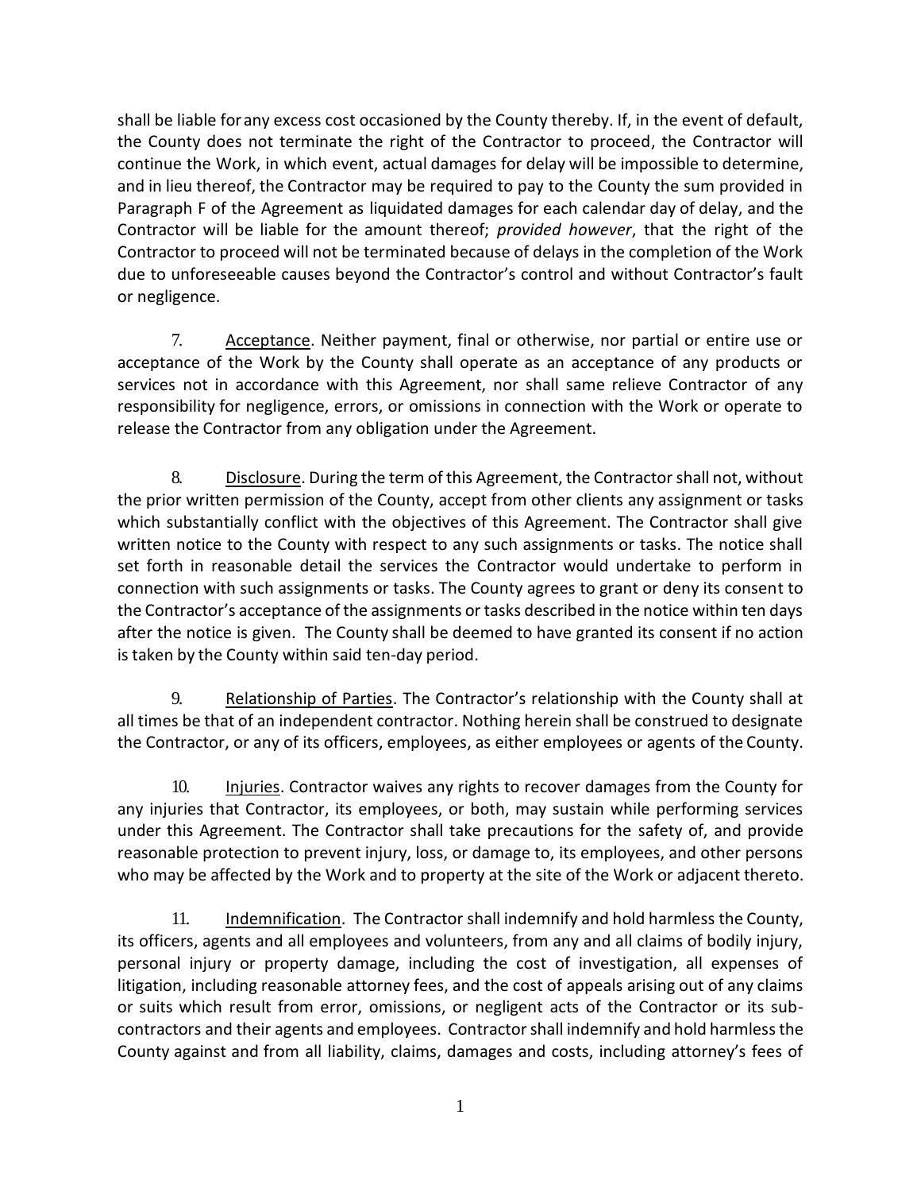shall be liable for any excess cost occasioned by the County thereby. If, in the event of default, the County does not terminate the right of the Contractor to proceed, the Contractor will continue the Work, in which event, actual damages for delay will be impossible to determine, and in lieu thereof, the Contractor may be required to pay to the County the sum provided in Paragraph F of the Agreement as liquidated damages for each calendar day of delay, and the Contractor will be liable for the amount thereof; *provided however*, that the right of the Contractor to proceed will not be terminated because of delays in the completion of the Work due to unforeseeable causes beyond the Contractor's control and without Contractor's fault or negligence.

7. Acceptance. Neither payment, final or otherwise, nor partial or entire use or acceptance of the Work by the County shall operate as an acceptance of any products or services not in accordance with this Agreement, nor shall same relieve Contractor of any responsibility for negligence, errors, or omissions in connection with the Work or operate to release the Contractor from any obligation under the Agreement.

8. Disclosure. During the term of this Agreement, the Contractor shall not, without the prior written permission of the County, accept from other clients any assignment or tasks which substantially conflict with the objectives of this Agreement. The Contractor shall give written notice to the County with respect to any such assignments or tasks. The notice shall set forth in reasonable detail the services the Contractor would undertake to perform in connection with such assignments or tasks. The County agrees to grant or deny its consent to the Contractor's acceptance of the assignments or tasks described in the notice within ten days after the notice is given. The County shall be deemed to have granted its consent if no action is taken by the County within said ten-day period.

9. Relationship of Parties. The Contractor's relationship with the County shall at all times be that of an independent contractor. Nothing herein shall be construed to designate the Contractor, or any of its officers, employees, as either employees or agents of the County.

10. Injuries. Contractor waives any rights to recover damages from the County for any injuries that Contractor, its employees, or both, may sustain while performing services under this Agreement. The Contractor shall take precautions for the safety of, and provide reasonable protection to prevent injury, loss, or damage to, its employees, and other persons who may be affected by the Work and to property at the site of the Work or adjacent thereto.

11. Indemnification. The Contractor shall indemnify and hold harmless the County, its officers, agents and all employees and volunteers, from any and all claims of bodily injury, personal injury or property damage, including the cost of investigation, all expenses of litigation, including reasonable attorney fees, and the cost of appeals arising out of any claims or suits which result from error, omissions, or negligent acts of the Contractor or its sub-contractors and their agents and employees. Contractor shall indemnify and hold harmless the County against and from all liability, claims, damages and costs, including attorney's fees of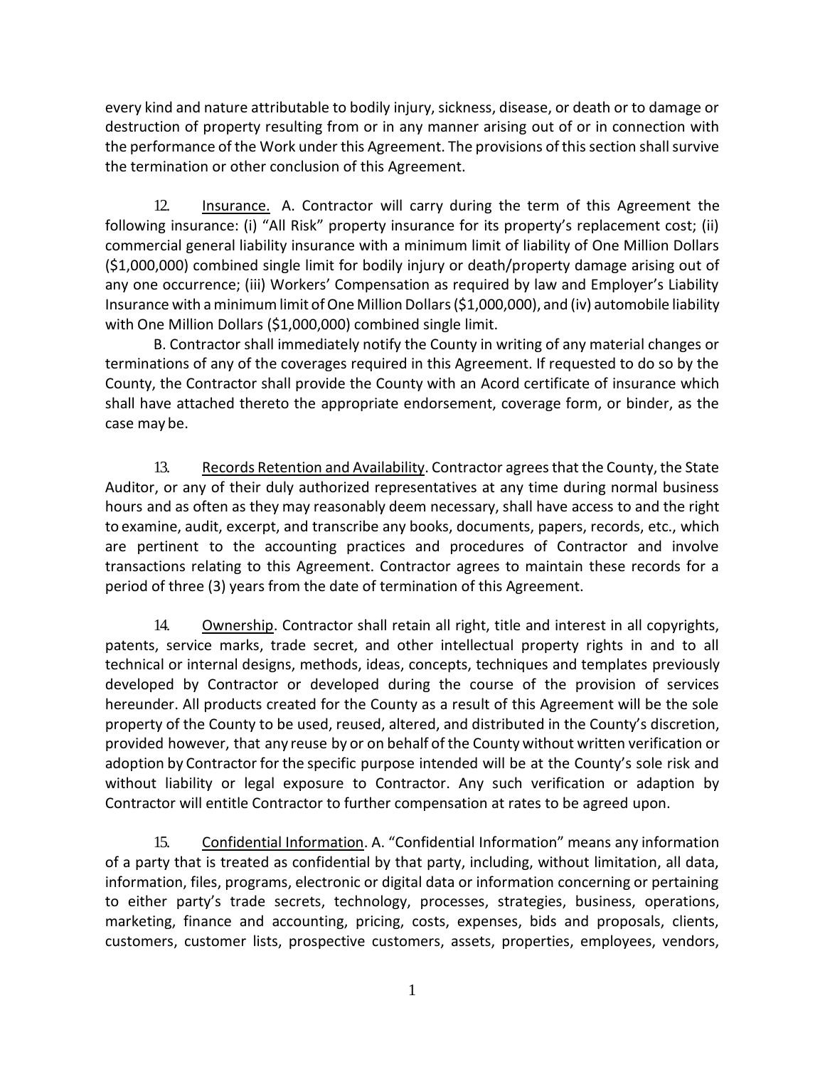every kind and nature attributable to bodily injury, sickness, disease, or death or to damage or destruction of property resulting from or in any manner arising out of or in connection with the performance of the Work under this Agreement. The provisions of this section shall survive the termination or other conclusion of this Agreement.

12. Insurance. A. Contractor will carry during the term of this Agreement the following insurance: (i) "All Risk" property insurance for its property's replacement cost; (ii) commercial general liability insurance with a minimum limit of liability of One Million Dollars ($1,000,000) combined single limit for bodily injury or death/property damage arising out of any one occurrence; (iii) Workers' Compensation as required by law and Employer's Liability Insurance with a minimum limit of One Million Dollars ($1,000,000), and (iv) automobile liability with One Million Dollars ($1,000,000) combined single limit.

B. Contractor shall immediately notify the County in writing of any material changes or terminations of any of the coverages required in this Agreement. If requested to do so by the County, the Contractor shall provide the County with an Acord certificate of insurance which shall have attached thereto the appropriate endorsement, coverage form, or binder, as the case may be.

13. Records Retention and Availability. Contractor agrees that the County, the State Auditor, or any of their duly authorized representatives at any time during normal business hours and as often as they may reasonably deem necessary, shall have access to and the right to examine, audit, excerpt, and transcribe any books, documents, papers, records, etc., which are pertinent to the accounting practices and procedures of Contractor and involve transactions relating to this Agreement. Contractor agrees to maintain these records for a period of three (3) years from the date of termination of this Agreement.

14. Ownership. Contractor shall retain all right, title and interest in all copyrights, patents, service marks, trade secret, and other intellectual property rights in and to all technical or internal designs, methods, ideas, concepts, techniques and templates previously developed by Contractor or developed during the course of the provision of services hereunder. All products created for the County as a result of this Agreement will be the sole property of the County to be used, reused, altered, and distributed in the County's discretion, provided however, that any reuse by or on behalf of the County without written verification or adoption by Contractor for the specific purpose intended will be at the County's sole risk and without liability or legal exposure to Contractor. Any such verification or adaption by Contractor will entitle Contractor to further compensation at rates to be agreed upon.

15. Confidential Information. A. "Confidential Information" means any information of a party that is treated as confidential by that party, including, without limitation, all data, information, files, programs, electronic or digital data or information concerning or pertaining to either party's trade secrets, technology, processes, strategies, business, operations, marketing, finance and accounting, pricing, costs, expenses, bids and proposals, clients, customers, customer lists, prospective customers, assets, properties, employees, vendors,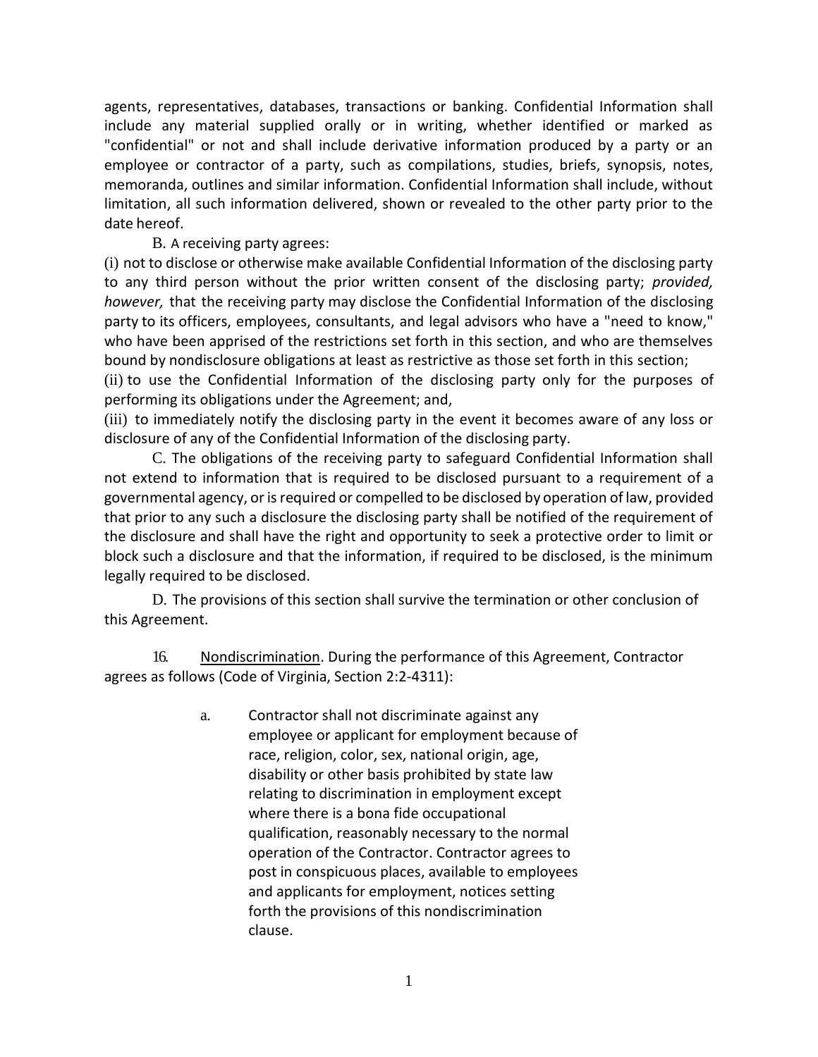agents, representatives, databases, transactions or banking. Confidential Information shall include any material supplied orally or in writing, whether identified or marked as "confidential" or not and shall include derivative information produced by a party or an employee or contractor of a party, such as compilations, studies, briefs, synopsis, notes, memoranda, outlines and similar information. Confidential Information shall include, without limitation, all such information delivered, shown or revealed to the other party prior to the date hereof.

B. A receiving party agrees:

(i) not to disclose or otherwise make available Confidential Information of the disclosing party to any third person without the prior written consent of the disclosing party; *provided, however,* that the receiving party may disclose the Confidential Information of the disclosing party to its officers, employees, consultants, and legal advisors who have a "need to know," who have been apprised of the restrictions set forth in this section, and who are themselves bound by nondisclosure obligations at least as restrictive as those set forth in this section;

(ii) to use the Confidential Information of the disclosing party only for the purposes of performing its obligations under the Agreement; and,

(iii) to immediately notify the disclosing party in the event it becomes aware of any loss or disclosure of any of the Confidential Information of the disclosing party.

C. The obligations of the receiving party to safeguard Confidential Information shall not extend to information that is required to be disclosed pursuant to a requirement of a governmental agency, or is required or compelled to be disclosed by operation of law, provided that prior to any such a disclosure the disclosing party shall be notified of the requirement of the disclosure and shall have the right and opportunity to seek a protective order to limit or block such a disclosure and that the information, if required to be disclosed, is the minimum legally required to be disclosed.

D. The provisions of this section shall survive the termination or other conclusion of this Agreement.

16. Nondiscrimination. During the performance of this Agreement, Contractor agrees as follows (Code of Virginia, Section 2:2-4311):

a. Contractor shall not discriminate against any employee or applicant for employment because of race, religion, color, sex, national origin, age, disability or other basis prohibited by state law relating to discrimination in employment except where there is a bona fide occupational qualification, reasonably necessary to the normal operation of the Contractor. Contractor agrees to post in conspicuous places, available to employees and applicants for employment, notices setting forth the provisions of this nondiscrimination clause.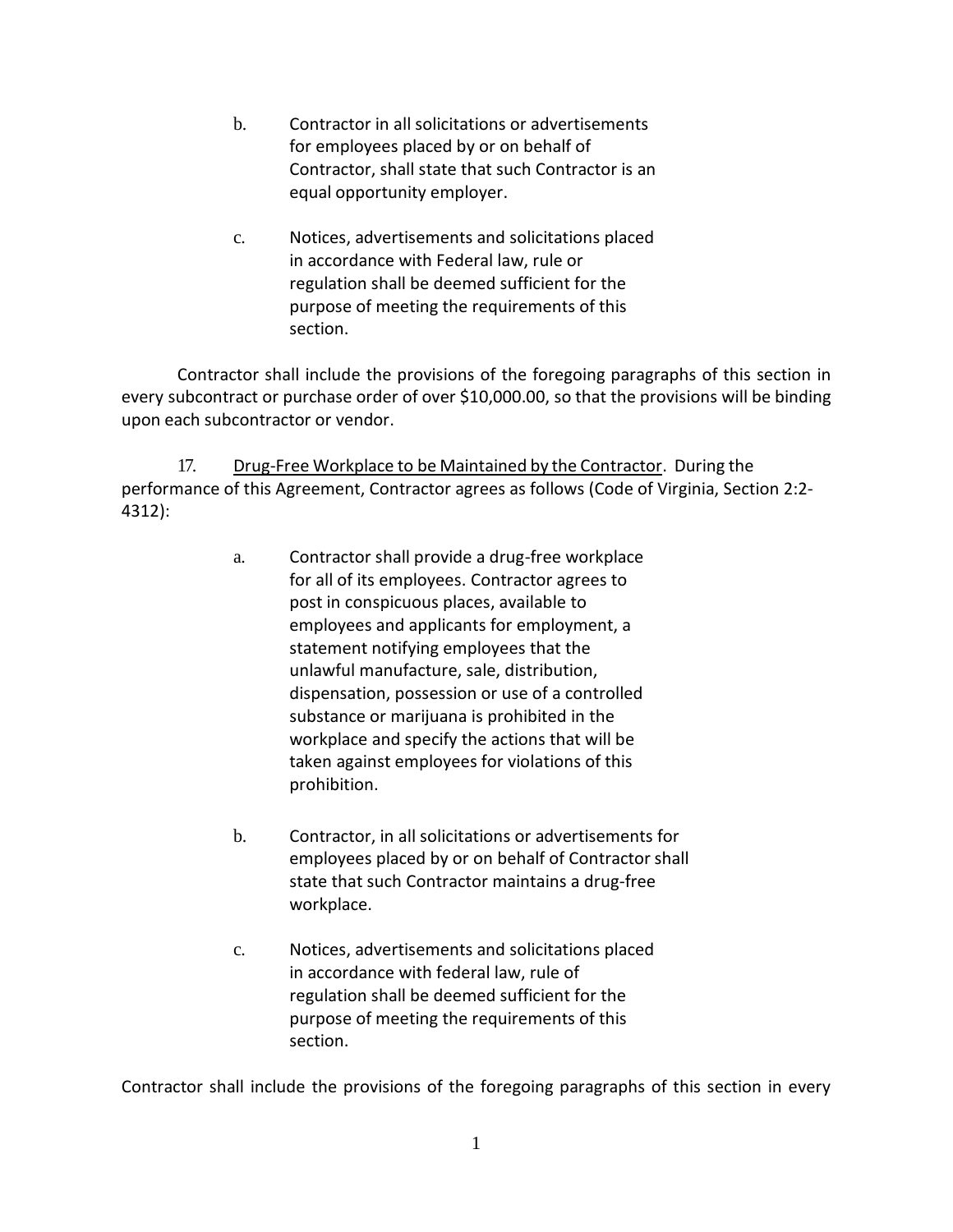b. Contractor in all solicitations or advertisements for employees placed by or on behalf of Contractor, shall state that such Contractor is an equal opportunity employer.

c. Notices, advertisements and solicitations placed in accordance with Federal law, rule or regulation shall be deemed sufficient for the purpose of meeting the requirements of this section.

Contractor shall include the provisions of the foregoing paragraphs of this section in every subcontract or purchase order of over $10,000.00, so that the provisions will be binding upon each subcontractor or vendor.

17. Drug-Free Workplace to be Maintained by the Contractor. During the performance of this Agreement, Contractor agrees as follows (Code of Virginia, Section 2:2-4312):

a. Contractor shall provide a drug-free workplace for all of its employees. Contractor agrees to post in conspicuous places, available to employees and applicants for employment, a statement notifying employees that the unlawful manufacture, sale, distribution, dispensation, possession or use of a controlled substance or marijuana is prohibited in the workplace and specify the actions that will be taken against employees for violations of this prohibition.

b. Contractor, in all solicitations or advertisements for employees placed by or on behalf of Contractor shall state that such Contractor maintains a drug-free workplace.

c. Notices, advertisements and solicitations placed in accordance with federal law, rule of regulation shall be deemed sufficient for the purpose of meeting the requirements of this section.

Contractor shall include the provisions of the foregoing paragraphs of this section in every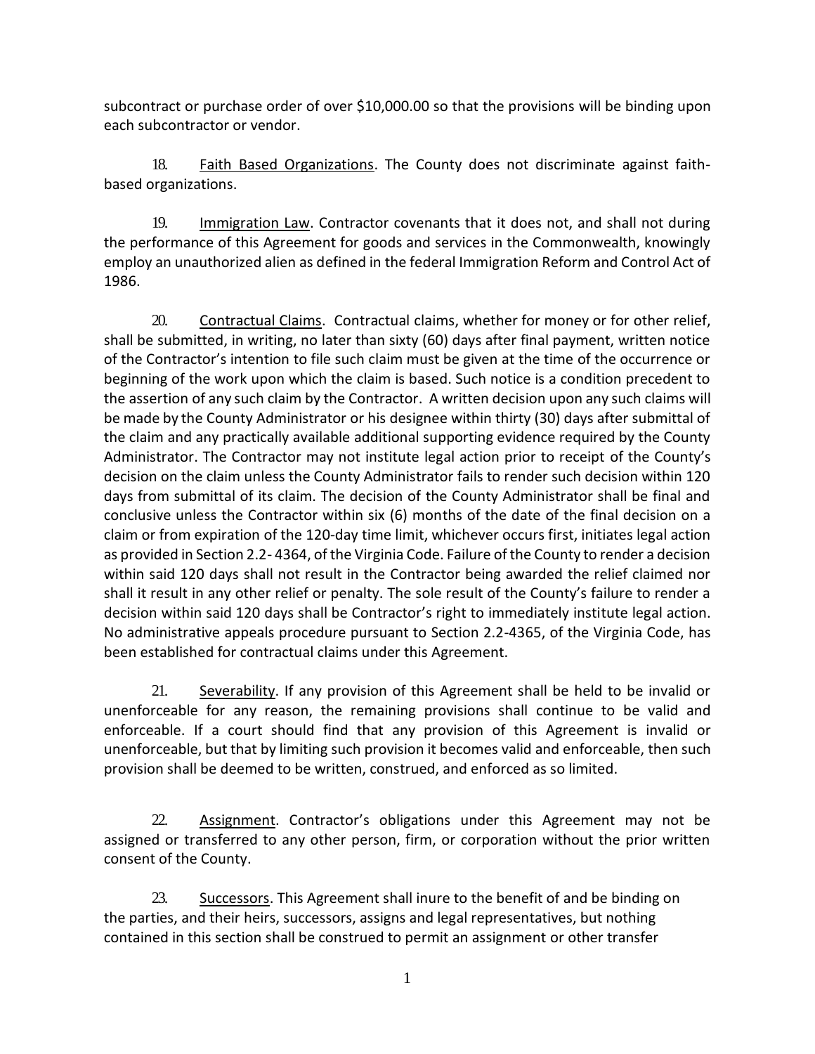subcontract or purchase order of over $10,000.00 so that the provisions will be binding upon each subcontractor or vendor.

18. Faith Based Organizations. The County does not discriminate against faith-based organizations.

19. Immigration Law. Contractor covenants that it does not, and shall not during the performance of this Agreement for goods and services in the Commonwealth, knowingly employ an unauthorized alien as defined in the federal Immigration Reform and Control Act of 1986.

20. Contractual Claims. Contractual claims, whether for money or for other relief, shall be submitted, in writing, no later than sixty (60) days after final payment, written notice of the Contractor's intention to file such claim must be given at the time of the occurrence or beginning of the work upon which the claim is based. Such notice is a condition precedent to the assertion of any such claim by the Contractor. A written decision upon any such claims will be made by the County Administrator or his designee within thirty (30) days after submittal of the claim and any practically available additional supporting evidence required by the County Administrator. The Contractor may not institute legal action prior to receipt of the County's decision on the claim unless the County Administrator fails to render such decision within 120 days from submittal of its claim. The decision of the County Administrator shall be final and conclusive unless the Contractor within six (6) months of the date of the final decision on a claim or from expiration of the 120-day time limit, whichever occurs first, initiates legal action as provided in Section 2.2- 4364, of the Virginia Code. Failure of the County to render a decision within said 120 days shall not result in the Contractor being awarded the relief claimed nor shall it result in any other relief or penalty. The sole result of the County's failure to render a decision within said 120 days shall be Contractor's right to immediately institute legal action. No administrative appeals procedure pursuant to Section 2.2-4365, of the Virginia Code, has been established for contractual claims under this Agreement.

21. Severability. If any provision of this Agreement shall be held to be invalid or unenforceable for any reason, the remaining provisions shall continue to be valid and enforceable. If a court should find that any provision of this Agreement is invalid or unenforceable, but that by limiting such provision it becomes valid and enforceable, then such provision shall be deemed to be written, construed, and enforced as so limited.

22. Assignment. Contractor's obligations under this Agreement may not be assigned or transferred to any other person, firm, or corporation without the prior written consent of the County.

23. Successors. This Agreement shall inure to the benefit of and be binding on the parties, and their heirs, successors, assigns and legal representatives, but nothing contained in this section shall be construed to permit an assignment or other transfer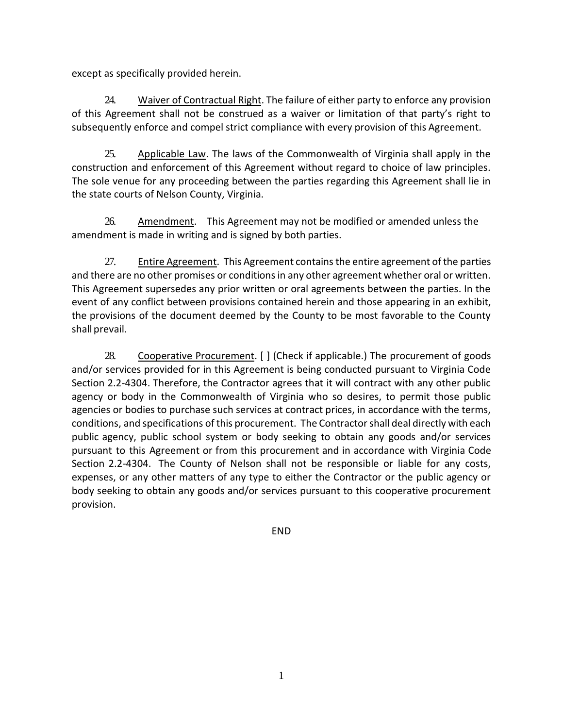except as specifically provided herein.

24. Waiver of Contractual Right. The failure of either party to enforce any provision of this Agreement shall not be construed as a waiver or limitation of that party's right to subsequently enforce and compel strict compliance with every provision of this Agreement.

25. Applicable Law. The laws of the Commonwealth of Virginia shall apply in the construction and enforcement of this Agreement without regard to choice of law principles. The sole venue for any proceeding between the parties regarding this Agreement shall lie in the state courts of Nelson County, Virginia.

26. Amendment. This Agreement may not be modified or amended unless the amendment is made in writing and is signed by both parties.

27. Entire Agreement. This Agreement contains the entire agreement of the parties and there are no other promises or conditions in any other agreement whether oral or written. This Agreement supersedes any prior written or oral agreements between the parties. In the event of any conflict between provisions contained herein and those appearing in an exhibit, the provisions of the document deemed by the County to be most favorable to the County shall prevail.

28. Cooperative Procurement. [ ] (Check if applicable.) The procurement of goods and/or services provided for in this Agreement is being conducted pursuant to Virginia Code Section 2.2-4304. Therefore, the Contractor agrees that it will contract with any other public agency or body in the Commonwealth of Virginia who so desires, to permit those public agencies or bodies to purchase such services at contract prices, in accordance with the terms, conditions, and specifications of this procurement. The Contractor shall deal directly with each public agency, public school system or body seeking to obtain any goods and/or services pursuant to this Agreement or from this procurement and in accordance with Virginia Code Section 2.2-4304. The County of Nelson shall not be responsible or liable for any costs, expenses, or any other matters of any type to either the Contractor or the public agency or body seeking to obtain any goods and/or services pursuant to this cooperative procurement provision.

END